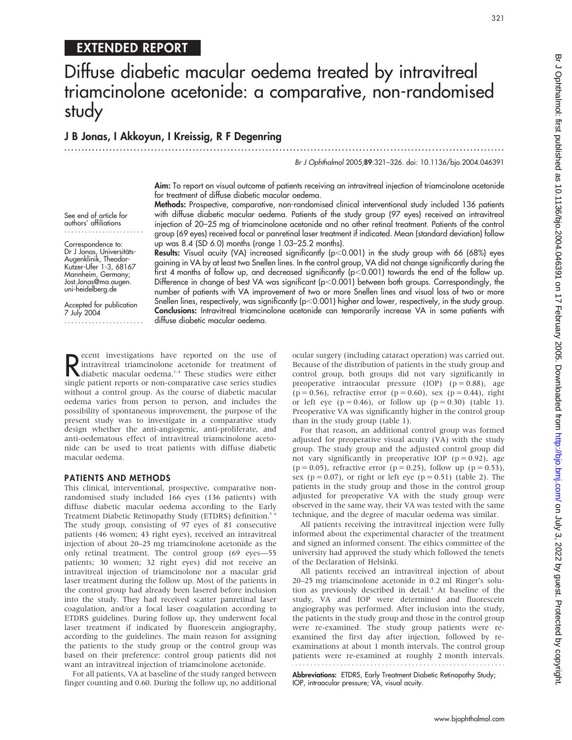## EXTENDED REPORT

# Diffuse diabetic macular oedema treated by intravitreal triamcinolone acetonide: a comparative, non-randomised study

**J B Jonas, I Akkoyun, I Kreissig, R F Degenring**

See end of article for authors' affiliations

Correspondence to: Dr J Jonas, Universitäts-Augenklinik, Theodor-Kutzer-Ufer 1-3, 68167 Mannheim, Germany; Jost.Jonas@ma.augen.uni-heidelberg.de

Accepted for publication 7 July 2004

**Aim:** To report on visual outcome of patients receiving an intravitreal injection of triamcinolone acetonide for treatment of diffuse diabetic macular oedema.

**Methods:** Prospective, comparative, non-randomised clinical interventional study included 136 patients with diffuse diabetic macular oedema. Patients of the study group (97 eyes) received an intravitreal injection of 20–25 mg of triamcinolone acetonide and no other retinal treatment. Patients of the control group (69 eyes) received focal or panretinal laser treatment if indicated. Mean (standard deviation) follow up was 8.4 (SD 6.0) months (range 1.03–25.2 months).

**Results:** Visual acuity (VA) increased significantly ($p<0.001$) in the study group with 66 (68%) eyes gaining in VA by at least two Snellen lines. In the control group, VA did not change significantly during the first 4 months of follow up, and decreased significantly ($p<0.001$) towards the end of the follow up. Difference in change of best VA was significant ($p<0.001$) between both groups. Correspondingly, the number of patients with VA improvement of two or more Snellen lines and visual loss of two or more Snellen lines, respectively, was significantly ($p<0.001$) higher and lower, respectively, in the study group.

**Conclusions:** Intravitreal triamcinolone acetonide can temporarily increase VA in some patients with diffuse diabetic macular oedema.

Recent investigations have reported on the use of intravitreal triamcinolone acetonide for treatment of diabetic macular oedema.[1–4] These studies were either single patient reports or non-comparative case series studies without a control group. As the course of diabetic macular oedema varies from person to person, and includes the possibility of spontaneous improvement, the purpose of the present study was to investigate in a comparative study design whether the anti-angiogenic, anti-proliferate, and anti-oedematous effect of intravitreal triamcinolone acetonide can be used to treat patients with diffuse diabetic macular oedema.

## PATIENTS AND METHODS

This clinical, interventional, prospective, comparative non-randomised study included 166 eyes (136 patients) with diffuse diabetic macular oedema according to the Early Treatment Diabetic Retinopathy Study (ETDRS) definition.[5 6] The study group, consisting of 97 eyes of 81 consecutive patients (46 women; 43 right eyes), received an intravitreal injection of about 20–25 mg triamcinolone acetonide as the only retinal treatment. The control group (69 eyes—55 patients; 30 women; 32 right eyes) did not receive an intravitreal injection of triamcinolone nor a macular grid laser treatment during the follow up. Most of the patients in the control group had already been lasered before inclusion into the study. They had received scatter panretinal laser coagulation, and/or a focal laser coagulation according to ETDRS guidelines. During follow up, they underwent focal laser treatment if indicated by fluorescein angiography, according to the guidelines. The main reason for assigning the patients to the study group or the control group was based on their preference: control group patients did not want an intravitreal injection of triamcinolone acetonide.

For all patients, VA at baseline of the study ranged between finger counting and 0.60. During the follow up, no additional ocular surgery (including cataract operation) was carried out. Because of the distribution of patients in the study group and control group, both groups did not vary significantly in preoperative intraocular pressure (IOP) ($p = 0.88$), age ($p = 0.56$), refractive error ($p = 0.60$), sex ($p = 0.44$), right or left eye ($p = 0.46$), or follow up ($p = 0.30$) (table 1). Preoperative VA was significantly higher in the control group than in the study group (table 1).

For that reason, an additional control group was formed adjusted for preoperative visual acuity (VA) with the study group. The study group and the adjusted control group did not vary significantly in preoperative IOP ($p = 0.92$), age ($p = 0.05$), refractive error ($p = 0.25$), follow up ($p = 0.53$), sex ($p = 0.07$), or right or left eye ($p = 0.51$) (table 2). The patients in the study group and those in the control group adjusted for preoperative VA with the study group were observed in the same way, their VA was tested with the same technique, and the degree of macular oedema was similar.

All patients receiving the intravitreal injection were fully informed about the experimental character of the treatment and signed an informed consent. The ethics committee of the university had approved the study which followed the tenets of the Declaration of Helsinki.

All patients received an intravitreal injection of about 20–25 mg triamcinolone acetonide in 0.2 ml Ringer's solution as previously described in detail.[4] At baseline of the study, VA and IOP were determined and fluorescein angiography was performed. After inclusion into the study, the patients in the study group and those in the control group were re-examined. The study group patients were re-examined the first day after injection, followed by re-examinations at about 1 month intervals. The control group patients were re-examined at roughly 2 month intervals.

**Abbreviations:** ETDRS, Early Treatment Diabetic Retinopathy Study; IOP, intraocular pressure; VA, visual acuity.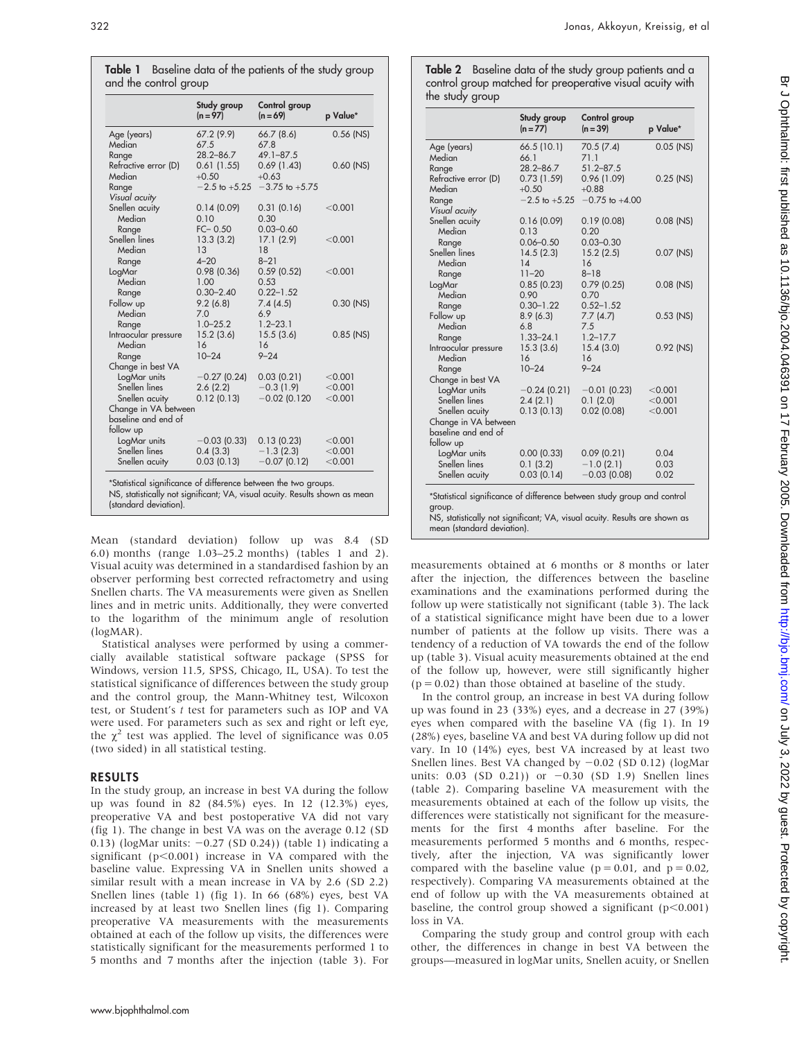**Table 1** Baseline data of the patients of the study group and the control group

| | Study group (n = 97) | Control group (n = 69) | p Value* |
|---|---|---|---|
| Age (years) | 67.2 (9.9) | 66.7 (8.6) | 0.56 (NS) |
| Median | 67.5 | 67.8 | |
| Range | 28.2–86.7 | 49.1–87.5 | |
| Refractive error (D) | 0.61 (1.55) | 0.69 (1.43) | 0.60 (NS) |
| Median | +0.50 | +0.63 | |
| Range | −2.5 to +5.25 | −3.75 to +5.75 | |
| *Visual acuity* | | | |
| Snellen acuity | 0.14 (0.09) | 0.31 (0.16) | <0.001 |
| Median | 0.10 | 0.30 | |
| Range | FC– 0.50 | 0.03–0.60 | |
| Snellen lines | 13.3 (3.2) | 17.1 (2.9) | <0.001 |
| Median | 13 | 18 | |
| Range | 4–20 | 8–21 | |
| LogMar | 0.98 (0.36) | 0.59 (0.52) | <0.001 |
| Median | 1.00 | 0.53 | |
| Range | 0.30–2.40 | 0.22–1.52 | |
| Follow up | 9.2 (6.8) | 7.4 (4.5) | 0.30 (NS) |
| Median | 7.0 | 6.9 | |
| Range | 1.0–25.2 | 1.2–23.1 | |
| Intraocular pressure | 15.2 (3.6) | 15.5 (3.6) | 0.85 (NS) |
| Median | 16 | 16 | |
| Range | 10–24 | 9–24 | |
| Change in best VA | | | |
| LogMar units | −0.27 (0.24) | 0.03 (0.21) | <0.001 |
| Snellen lines | 2.6 (2.2) | −0.3 (1.9) | <0.001 |
| Snellen acuity | 0.12 (0.13) | −0.02 (0.120 | <0.001 |
| Change in VA between baseline and end of follow up | | | |
| LogMar units | −0.03 (0.33) | 0.13 (0.23) | <0.001 |
| Snellen lines | 0.4 (3.3) | −1.3 (2.3) | <0.001 |
| Snellen acuity | 0.03 (0.13) | −0.07 (0.12) | <0.001 |

*Statistical significance of difference between the two groups.
NS, statistically not significant; VA, visual acuity. Results shown as mean (standard deviation).

**Table 2** Baseline data of the study group patients and a control group matched for preoperative visual acuity with the study group

| | Study group (n = 77) | Control group (n = 39) | p Value* |
|---|---|---|---|
| Age (years) | 66.5 (10.1) | 70.5 (7.4) | 0.05 (NS) |
| Median | 66.1 | 71.1 | |
| Range | 28.2–86.7 | 51.2–87.5 | |
| Refractive error (D) | 0.73 (1.59) | 0.96 (1.09) | 0.25 (NS) |
| Median | +0.50 | +0.88 | |
| Range | −2.5 to +5.25 | −0.75 to +4.00 | |
| *Visual acuity* | | | |
| Snellen acuity | 0.16 (0.09) | 0.19 (0.08) | 0.08 (NS) |
| Median | 0.13 | 0.20 | |
| Range | 0.06–0.50 | 0.03–0.30 | |
| Snellen lines | 14.5 (2.3) | 15.2 (2.5) | 0.07 (NS) |
| Median | 14 | 16 | |
| Range | 11–20 | 8–18 | |
| LogMar | 0.85 (0.23) | 0.79 (0.25) | 0.08 (NS) |
| Median | 0.90 | 0.70 | |
| Range | 0.30–1.22 | 0.52–1.52 | |
| Follow up | 8.9 (6.3) | 7.7 (4.7) | 0.53 (NS) |
| Median | 6.8 | 7.5 | |
| Range | 1.33–24.1 | 1.2–17.7 | |
| Intraocular pressure | 15.3 (3.6) | 15.4 (3.0) | 0.92 (NS) |
| Median | 16 | 16 | |
| Range | 10–24 | 9–24 | |
| Change in best VA | | | |
| LogMar units | −0.24 (0.21) | −0.01 (0.23) | <0.001 |
| Snellen lines | 2.4 (2.1) | 0.1 (2.0) | <0.001 |
| Snellen acuity | 0.13 (0.13) | 0.02 (0.08) | <0.001 |
| Change in VA between baseline and end of follow up | | | |
| LogMar units | 0.00 (0.33) | 0.09 (0.21) | 0.04 |
| Snellen lines | 0.1 (3.2) | −1.0 (2.1) | 0.03 |
| Snellen acuity | 0.03 (0.14) | −0.03 (0.08) | 0.02 |

*Statistical significance of difference between study group and control group.
NS, statistically not significant; VA, visual acuity. Results are shown as mean (standard deviation).

Mean (standard deviation) follow up was 8.4 (SD 6.0) months (range 1.03–25.2 months) (tables 1 and 2). Visual acuity was determined in a standardised fashion by an observer performing best corrected refractometry and using Snellen charts. The VA measurements were given as Snellen lines and in metric units. Additionally, they were converted to the logarithm of the minimum angle of resolution (logMAR).

Statistical analyses were performed by using a commercially available statistical software package (SPSS for Windows, version 11.5, SPSS, Chicago, IL, USA). To test the statistical significance of differences between the study group and the control group, the Mann-Whitney test, Wilcoxon test, or Student's *t* test for parameters such as IOP and VA were used. For parameters such as sex and right or left eye, the $\chi^2$ test was applied. The level of significance was 0.05 (two sided) in all statistical testing.

## RESULTS

In the study group, an increase in best VA during the follow up was found in 82 (84.5%) eyes. In 12 (12.3%) eyes, preoperative VA and best postoperative VA did not vary (fig 1). The change in best VA was on the average 0.12 (SD 0.13) (logMar units: −0.27 (SD 0.24)) (table 1) indicating a significant ($p<0.001$) increase in VA compared with the baseline value. Expressing VA in Snellen units showed a similar result with a mean increase in VA by 2.6 (SD 2.2) Snellen lines (table 1) (fig 1). In 66 (68%) eyes, best VA increased by at least two Snellen lines (fig 1). Comparing preoperative VA measurements with the measurements obtained at each of the follow up visits, the differences were statistically significant for the measurements performed 1 to 5 months and 7 months after the injection (table 3). For measurements obtained at 6 months or 8 months or later after the injection, the differences between the baseline examinations and the examinations performed during the follow up were statistically not significant (table 3). The lack of a statistical significance might have been due to a lower number of patients at the follow up visits. There was a tendency of a reduction of VA towards the end of the follow up (table 3). Visual acuity measurements obtained at the end of the follow up, however, were still significantly higher ($p = 0.02$) than those obtained at baseline of the study.

In the control group, an increase in best VA during follow up was found in 23 (33%) eyes, and a decrease in 27 (39%) eyes when compared with the baseline VA (fig 1). In 19 (28%) eyes, baseline VA and best VA during follow up did not vary. In 10 (14%) eyes, best VA increased by at least two Snellen lines. Best VA changed by −0.02 (SD 0.12) (logMar units: 0.03 (SD 0.21)) or −0.30 (SD 1.9) Snellen lines (table 2). Comparing baseline VA measurement with the measurements obtained at each of the follow up visits, the differences were statistically not significant for the measurements for the first 4 months after baseline. For the measurements performed 5 months and 6 months, respectively, after the injection, VA was significantly lower compared with the baseline value ($p = 0.01$, and $p = 0.02$, respectively). Comparing VA measurements obtained at the end of follow up with the VA measurements obtained at baseline, the control group showed a significant ($p<0.001$) loss in VA.

Comparing the study group and control group with each other, the differences in change in best VA between the groups—measured in logMar units, Snellen acuity, or Snellen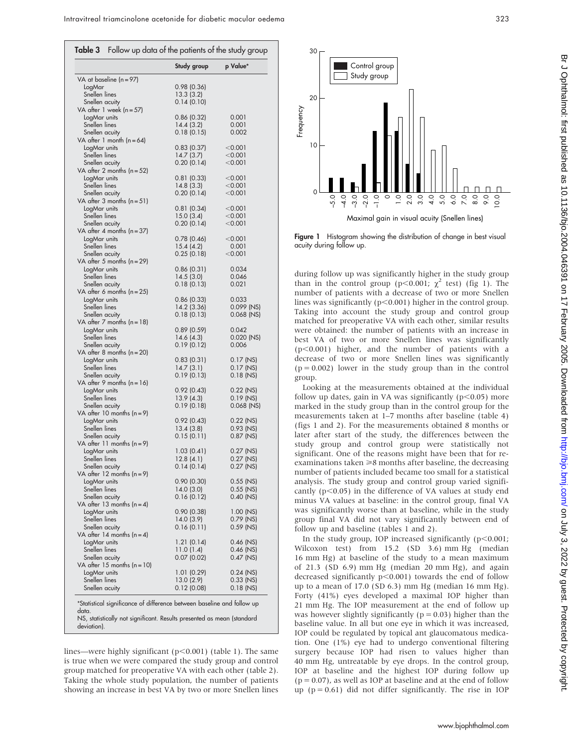**Table 3** Follow up data of the patients of the study group

| | Study group | p Value* |
|---|---|---|
| VA at baseline (n = 97) | | |
| LogMar | 0.98 (0.36) | |
| Snellen lines | 13.3 (3.2) | |
| Snellen acuity | 0.14 (0.10) | |
| VA after 1 week (n = 57) | | |
| LogMar units | 0.86 (0.32) | 0.001 |
| Snellen lines | 14.4 (3.2) | 0.001 |
| Snellen acuity | 0.18 (0.15) | 0.002 |
| VA after 1 month (n = 64) | | |
| LogMar units | 0.83 (0.37) | <0.001 |
| Snellen lines | 14.7 (3.7) | <0.001 |
| Snellen acuity | 0.20 (0.14) | <0.001 |
| VA after 2 months (n = 52) | | |
| LogMar units | 0.81 (0.33) | <0.001 |
| Snellen lines | 14.8 (3.3) | <0.001 |
| Snellen acuity | 0.20 (0.14) | <0.001 |
| VA after 3 months (n = 51) | | |
| LogMar units | 0.81 (0.34) | <0.001 |
| Snellen lines | 15.0 (3.4) | <0.001 |
| Snellen acuity | 0.20 (0.14) | <0.001 |
| VA after 4 months (n = 37) | | |
| LogMar units | 0.78 (0.46) | <0.001 |
| Snellen lines | 15.4 (4.2) | 0.001 |
| Snellen acuity | 0.25 (0.18) | <0.001 |
| VA after 5 months (n = 29) | | |
| LogMar units | 0.86 (0.31) | 0.034 |
| Snellen lines | 14.5 (3.0) | 0.046 |
| Snellen acuity | 0.18 (0.13) | 0.021 |
| VA after 6 months (n = 25) | | |
| LogMar units | 0.86 (0.33) | 0.033 |
| Snellen lines | 14.2 (3.36) | 0.099 (NS) |
| Snellen acuity | 0.18 (0.13) | 0.068 (NS) |
| VA after 7 months (n = 18) | | |
| LogMar units | 0.89 (0.59) | 0.042 |
| Snellen lines | 14.6 (4.3) | 0.020 (NS) |
| Snellen acuity | 0.19 (0.12) | 0.006 |
| VA after 8 months (n = 20) | | |
| LogMar units | 0.83 (0.31) | 0.17 (NS) |
| Snellen lines | 14.7 (3.1) | 0.17 (NS) |
| Snellen acuity | 0.19 (0.13) | 0.18 (NS) |
| VA after 9 months (n = 16) | | |
| LogMar units | 0.92 (0.43) | 0.22 (NS) |
| Snellen lines | 13.9 (4.3) | 0.19 (NS) |
| Snellen acuity | 0.19 (0.18) | 0.068 (NS) |
| VA after 10 months (n = 9) | | |
| LogMar units | 0.92 (0.43) | 0.22 (NS) |
| Snellen lines | 13.4 (3.8) | 0.93 (NS) |
| Snellen acuity | 0.15 (0.11) | 0.87 (NS) |
| VA after 11 months (n = 9) | | |
| LogMar units | 1.03 (0.41) | 0.27 (NS) |
| Snellen lines | 12.8 (4.1) | 0.27 (NS) |
| Snellen acuity | 0.14 (0.14) | 0.27 (NS) |
| VA after 12 months (n = 9) | | |
| LogMar units | 0.90 (0.30) | 0.55 (NS) |
| Snellen lines | 14.0 (3.0) | 0.55 (NS) |
| Snellen acuity | 0.16 (0.12) | 0.40 (NS) |
| VA after 13 months (n = 4) | | |
| LogMar units | 0.90 (0.38) | 1.00 (NS) |
| Snellen lines | 14.0 (3.9) | 0.79 (NS) |
| Snellen acuity | 0.16 (0.11) | 0.59 (NS) |
| VA after 14 months (n = 4) | | |
| LogMar units | 1.21 (0.14) | 0.46 (NS) |
| Snellen lines | 11.0 (1.4) | 0.46 (NS) |
| Snellen acuity | 0.07 (0.02) | 0.47 (NS) |
| VA after 15 months (n = 10) | | |
| LogMar units | 1.01 (0.29) | 0.24 (NS) |
| Snellen lines | 13.0 (2.9) | 0.33 (NS) |
| Snellen acuity | 0.12 (0.08) | 0.18 (NS) |

*Statistical significance of difference between baseline and follow up data.
NS, statistically not significant. Results presented as mean (standard deviation).

lines—were highly significant ($p<0.001$) (table 1). The same is true when we were compared the study group and control group matched for preoperative VA with each other (table 2). Taking the whole study population, the number of patients showing an increase in best VA by two or more Snellen lines during follow up was significantly higher in the study group than in the control group ($p<0.001$; $\chi^2$ test) (fig 1). The number of patients with a decrease of two or more Snellen lines was significantly ($p<0.001$) higher in the control group. Taking into account the study group and control group matched for preoperative VA with each other, similar results were obtained: the number of patients with an increase in best VA of two or more Snellen lines was significantly ($p<0.001$) higher, and the number of patients with a decrease of two or more Snellen lines was significantly ($p = 0.002$) lower in the study group than in the control group.

**Figure 1** Histogram showing the distribution of change in best visual acuity during follow up.

Looking at the measurements obtained at the individual follow up dates, gain in VA was significantly ($p<0.05$) more marked in the study group than in the control group for the measurements taken at 1–7 months after baseline (table 4) (figs 1 and 2). For the measurements obtained 8 months or later after start of the study, the differences between the study group and control group were statistically not significant. One of the reasons might have been that for re-examinations taken ≥8 months after baseline, the decreasing number of patients included became too small for a statistical analysis. The study group and control group varied significantly ($p<0.05$) in the difference of VA values at study end minus VA values at baseline: in the control group, final VA was significantly worse than at baseline, while in the study group final VA did not vary significantly between end of follow up and baseline (tables 1 and 2).

In the study group, IOP increased significantly ($p<0.001$; Wilcoxon test) from 15.2 (SD 3.6) mm Hg (median 16 mm Hg) at baseline of the study to a mean maximum of 21.3 (SD 6.9) mm Hg (median 20 mm Hg), and again decreased significantly $p<0.001$) towards the end of follow up to a mean of 17.0 (SD 6.3) mm Hg (median 16 mm Hg). Forty (41%) eyes developed a maximal IOP higher than 21 mm Hg. The IOP measurement at the end of follow up was however slightly significantly ($p = 0.03$) higher than the baseline value. In all but one eye in which it was increased, IOP could be regulated by topical ant glaucomatous medication. One (1%) eye had to undergo conventional filtering surgery because IOP had risen to values higher than 40 mm Hg, untreatable by eye drops. In the control group, IOP at baseline and the highest IOP during follow up ($p = 0.07$), as well as IOP at baseline and at the end of follow up ($p = 0.61$) did not differ significantly. The rise in IOP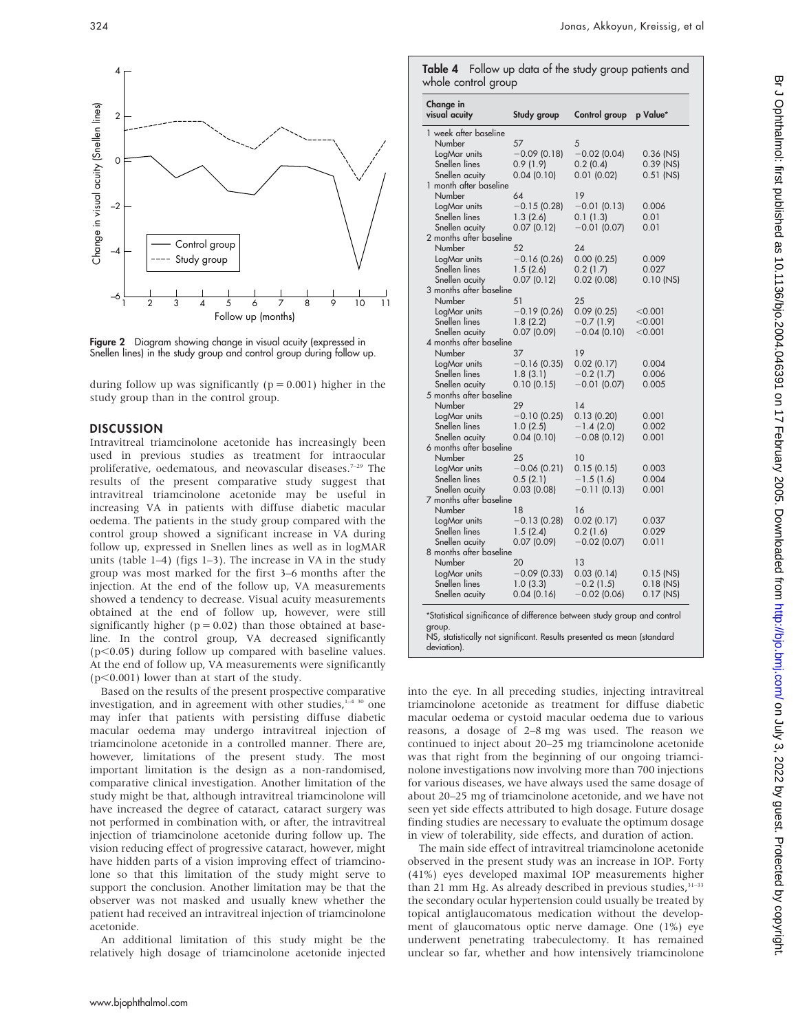Figure 2 Diagram showing change in visual acuity (expressed in Snellen lines) in the study group and control group during follow up.

during follow up was significantly (p = 0.001) higher in the study group than in the control group.

## DISCUSSION

Intravitreal triamcinolone acetonide has increasingly been used in previous studies as treatment for intraocular proliferative, oedematous, and neovascular diseases.[7–29] The results of the present comparative study suggest that intravitreal triamcinolone acetonide may be useful in increasing VA in patients with diffuse diabetic macular oedema. The patients in the study group compared with the control group showed a significant increase in VA during follow up, expressed in Snellen lines as well as in logMAR units (table 1–4) (figs 1–3). The increase in VA in the study group was most marked for the first 3–6 months after the injection. At the end of the follow up, VA measurements showed a tendency to decrease. Visual acuity measurements obtained at the end of follow up, however, were still significantly higher (p = 0.02) than those obtained at baseline. In the control group, VA decreased significantly (p<0.05) during follow up compared with baseline values. At the end of follow up, VA measurements were significantly (p<0.001) lower than at start of the study.

Based on the results of the present prospective comparative investigation, and in agreement with other studies,[1–4 30] one may infer that patients with persisting diffuse diabetic macular oedema may undergo intravitreal injection of triamcinolone acetonide in a controlled manner. There are, however, limitations of the present study. The most important limitation is the design as a non-randomised, comparative clinical investigation. Another limitation of the study might be that, although intravitreal triamcinolone will have increased the degree of cataract, cataract surgery was not performed in combination with, or after, the intravitreal injection of triamcinolone acetonide during follow up. The vision reducing effect of progressive cataract, however, might have hidden parts of a vision improving effect of triamcinolone so that this limitation of the study might serve to support the conclusion. Another limitation may be that the observer was not masked and usually knew whether the patient had received an intravitreal injection of triamcinolone acetonide.

An additional limitation of this study might be the relatively high dosage of triamcinolone acetonide injected into the eye. In all preceding studies, injecting intravitreal triamcinolone acetonide as treatment for diffuse diabetic macular oedema or cystoid macular oedema due to various reasons, a dosage of 2–8 mg was used. The reason we continued to inject about 20–25 mg triamcinolone acetonide was that right from the beginning of our ongoing triamcinolone investigations now involving more than 700 injections for various diseases, we have always used the same dosage of about 20–25 mg of triamcinolone acetonide, and we have not seen yet side effects attributed to high dosage. Future dosage finding studies are necessary to evaluate the optimum dosage in view of tolerability, side effects, and duration of action.

The main side effect of intravitreal triamcinolone acetonide observed in the present study was an increase in IOP. Forty (41%) eyes developed maximal IOP measurements higher than 21 mm Hg. As already described in previous studies,[31–33] the secondary ocular hypertension could usually be treated by topical antiglaucomatous medication without the development of glaucomatous optic nerve damage. One (1%) eye underwent penetrating trabeculectomy. It has remained unclear so far, whether and how intensively triamcinolone

**Table 4** Follow up data of the study group patients and whole control group

| Change in visual acuity | Study group | Control group | p Value* |
|---|---|---|---|
| **1 week after baseline** | | | |
| Number | 57 | 5 | |
| LogMar units | −0.09 (0.18) | −0.02 (0.04) | 0.36 (NS) |
| Snellen lines | 0.9 (1.9) | 0.2 (0.4) | 0.39 (NS) |
| Snellen acuity | 0.04 (0.10) | 0.01 (0.02) | 0.51 (NS) |
| **1 month after baseline** | | | |
| Number | 64 | 19 | |
| LogMar units | −0.15 (0.28) | −0.01 (0.13) | 0.006 |
| Snellen lines | 1.3 (2.6) | 0.1 (1.3) | 0.01 |
| Snellen acuity | 0.07 (0.12) | −0.01 (0.07) | 0.01 |
| **2 months after baseline** | | | |
| Number | 52 | 24 | |
| LogMar units | −0.16 (0.26) | 0.00 (0.25) | 0.009 |
| Snellen lines | 1.5 (2.6) | 0.2 (1.7) | 0.027 |
| Snellen acuity | 0.07 (0.12) | 0.02 (0.08) | 0.10 (NS) |
| **3 months after baseline** | | | |
| Number | 51 | 25 | |
| LogMar units | −0.19 (0.26) | 0.09 (0.25) | <0.001 |
| Snellen lines | 1.8 (2.2) | −0.7 (1.9) | <0.001 |
| Snellen acuity | 0.07 (0.09) | −0.04 (0.10) | <0.001 |
| **4 months after baseline** | | | |
| Number | 37 | 19 | |
| LogMar units | −0.16 (0.35) | 0.02 (0.17) | 0.004 |
| Snellen lines | 1.8 (3.1) | −0.2 (1.7) | 0.006 |
| Snellen acuity | 0.10 (0.15) | −0.01 (0.07) | 0.005 |
| **5 months after baseline** | | | |
| Number | 29 | 14 | |
| LogMar units | −0.10 (0.25) | 0.13 (0.20) | 0.001 |
| Snellen lines | 1.0 (2.5) | −1.4 (2.0) | 0.002 |
| Snellen acuity | 0.04 (0.10) | −0.08 (0.12) | 0.001 |
| **6 months after baseline** | | | |
| Number | 25 | 10 | |
| LogMar units | −0.06 (0.21) | 0.15 (0.15) | 0.003 |
| Snellen lines | 0.5 (2.1) | −1.5 (1.6) | 0.004 |
| Snellen acuity | 0.03 (0.08) | −0.11 (0.13) | 0.001 |
| **7 months after baseline** | | | |
| Number | 18 | 16 | |
| LogMar units | −0.13 (0.28) | 0.02 (0.17) | 0.037 |
| Snellen lines | 1.5 (2.4) | 0.2 (1.6) | 0.029 |
| Snellen acuity | 0.07 (0.09) | −0.02 (0.07) | 0.011 |
| **8 months after baseline** | | | |
| Number | 20 | 13 | |
| LogMar units | −0.09 (0.33) | 0.03 (0.14) | 0.15 (NS) |
| Snellen lines | 1.0 (3.3) | −0.2 (1.5) | 0.18 (NS) |
| Snellen acuity | 0.04 (0.16) | −0.02 (0.06) | 0.17 (NS) |

*Statistical significance of difference between study group and control group.
NS, statistically not significant. Results presented as mean (standard deviation).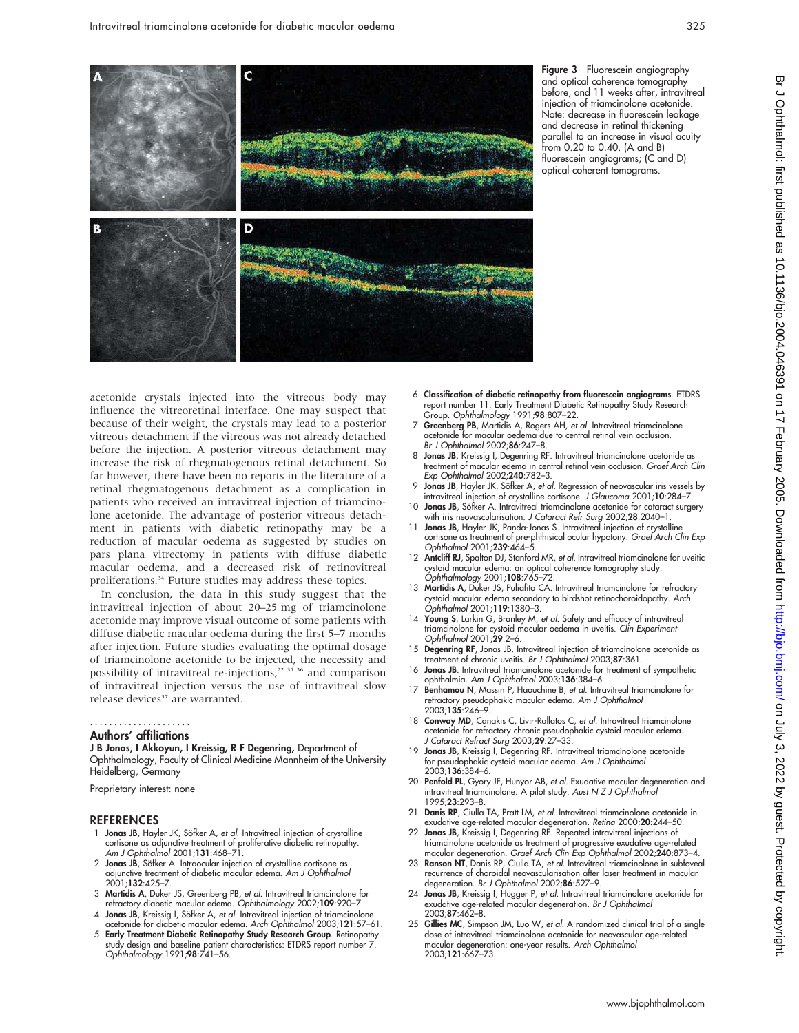Figure 3 Fluorescein angiography and optical coherence tomography before, and 11 weeks after, intravitreal injection of triamcinolone acetonide. Note: decrease in fluorescein leakage and decrease in retinal thickening parallel to an increase in visual acuity from 0.20 to 0.40. (A and B) fluorescein angiograms; (C and D) optical coherent tomograms.

acetonide crystals injected into the vitreous body may influence the vitreoretinal interface. One may suspect that because of their weight, the crystals may lead to a posterior vitreous detachment if the vitreous was not already detached before the injection. A posterior vitreous detachment may increase the risk of rhegmatogenous retinal detachment. So far however, there have been no reports in the literature of a retinal rhegmatogenous detachment as a complication in patients who received an intravitreal injection of triamcinolone acetonide. The advantage of posterior vitreous detachment in patients with diabetic retinopathy may be a reduction of macular oedema as suggested by studies on pars plana vitrectomy in patients with diffuse diabetic macular oedema, and a decreased risk of retinovitreal proliferations.[34] Future studies may address these topics.

In conclusion, the data in this study suggest that the intravitreal injection of about 20–25 mg of triamcinolone acetonide may improve visual outcome of some patients with diffuse diabetic macular oedema during the first 5–7 months after injection. Future studies evaluating the optimal dosage of triamcinolone acetonide to be injected, the necessity and possibility of intravitreal re-injections,[22 35 36] and comparison of intravitreal injection versus the use of intravitreal slow release devices[37] are warranted.

## Authors' affiliations

**J B Jonas, I Akkoyun, I Kreissig, R F Degenring,** Department of Ophthalmology, Faculty of Clinical Medicine Mannheim of the University Heidelberg, Germany

Proprietary interest: none

## REFERENCES

1. **Jonas JB**, Hayler JK, Söfker A, *et al*. Intravitreal injection of crystalline cortisone as adjunctive treatment of proliferative diabetic retinopathy. *Am J Ophthalmol* 2001;**131**:468–71.
2. **Jonas JB**, Söfker A. Intraocular injection of crystalline cortisone as adjunctive treatment of diabetic macular edema. *Am J Ophthalmol* 2001;**132**:425–7.
3. **Martidis A**, Duker JS, Greenberg PB, *et al*. Intravitreal triamcinolone for refractory diabetic macular edema. *Ophthalmology* 2002;**109**:920–7.
4. **Jonas JB**, Kreissig I, Söfker A, *et al*. Intravitreal injection of triamcinolone acetonide for diabetic macular edema. *Arch Ophthalmol* 2003;**121**:57–61.
5. **Early Treatment Diabetic Retinopathy Study Research Group**. Retinopathy study design and baseline patient characteristics: ETDRS report number 7. *Ophthalmology* 1991;**98**:741–56.
6. **Classification of diabetic retinopathy from fluorescein angiograms**. ETDRS report number 11. Early Treatment Diabetic Retinopathy Study Research Group. *Ophthalmology* 1991;**98**:807–22.
7. **Greenberg PB**, Martidis A, Rogers AH, *et al*. Intravitreal triamcinolone acetonide for macular oedema due to central retinal vein occlusion. *Br J Ophthalmol* 2002;**86**:247–8.
8. **Jonas JB**, Kreissig I, Degenring RF. Intravitreal triamcinolone acetonide as treatment of macular edema in central retinal vein occlusion. *Graef Arch Clin Exp Ophthalmol* 2002;**240**:782–3.
9. **Jonas JB**, Hayler JK, Söfker A, *et al*. Regression of neovascular iris vessels by intravitreal injection of crystalline cortisone. *J Glaucoma* 2001;**10**:284–7.
10. **Jonas JB**, Söfker A. Intravitreal triamcinolone acetonide for cataract surgery with iris neovascularisation. *J Cataract Refr Surg* 2002;**28**:2040–1.
11. **Jonas JB**, Hayler JK, Panda-Jonas S. Intravitreal injection of crystalline cortisone as treatment of pre-phthisical ocular hypotony. *Graef Arch Clin Exp Ophthalmol* 2001;**239**:464–5.
12. **Antcliff RJ**, Spalton DJ, Stanford MR, *et al*. Intravitreal triamcinolone for uveitic cystoid macular edema: an optical coherence tomography study. *Ophthalmology* 2001;**108**:765–72.
13. **Martidis A**, Duker JS, Puliafito CA. Intravitreal triamcinolone for refractory cystoid macular edema secondary to birdshot retinochoroidopathy. *Arch Ophthalmol* 2001;**119**:1380–3.
14. **Young S**, Larkin G, Branley M, *et al*. Safety and efficacy of intravitreal triamcinolone for cystoid macular oedema in uveitis. *Clin Experiment Ophthalmol* 2001;**29**:2–6.
15. **Degenring RF**, Jonas JB. Intravitreal injection of triamcinolone acetonide as treatment of chronic uveitis. *Br J Ophthalmol* 2003;**87**:361.
16. **Jonas JB**. Intravitreal triamcinolone acetonide for treatment of sympathetic ophthalmia. *Am J Ophthalmol* 2003;**136**:384–6.
17. **Benhamou N**, Massin P, Haouchine B, *et al*. Intravitreal triamcinolone for refractory pseudophakic macular edema. *Am J Ophthalmol* 2003;**135**:246–9.
18. **Conway MD**, Canakis C, Livir-Rallatos C, *et al*. Intravitreal triamcinolone acetonide for refractory chronic pseudophakic cystoid macular edema. *J Cataract Refract Surg* 2003;**29**:27–33.
19. **Jonas JB**, Kreissig I, Degenring RF. Intravitreal triamcinolone acetonide for pseudophakic cystoid macular edema. *Am J Ophthalmol* 2003;**136**:384–6.
20. **Penfold PL**, Gyory JF, Hunyor AB, *et al*. Exudative macular degeneration and intravitreal triamcinolone. A pilot study. *Aust N Z J Ophthalmol* 1995;**23**:293–8.
21. **Danis RP**, Ciulla TA, Pratt LM, *et al*. Intravitreal triamcinolone acetonide in exudative age-related macular degeneration. *Retina* 2000;**20**:244–50.
22. **Jonas JB**, Kreissig I, Degenring RF. Repeated intravitreal injections of triamcinolone acetonide as treatment of progressive exudative age-related macular degeneration. *Graef Arch Clin Exp Ophthalmol* 2002;**240**:873–4.
23. **Ranson NT**, Danis RP, Ciulla TA, *et al*. Intravitreal triamcinolone in subfoveal recurrence of choroidal neovascularisation after laser treatment in macular degeneration. *Br J Ophthalmol* 2002;**86**:527–9.
24. **Jonas JB**, Kreissig I, Hugger P, *et al*. Intravitreal triamcinolone acetonide for exudative age-related macular degeneration. *Br J Ophthalmol* 2003;**87**:462–8.
25. **Gillies MC**, Simpson JM, Luo W, *et al*. A randomized clinical trial of a single dose of intravitreal triamcinolone acetonide for neovascular age-related macular degeneration: one-year results. *Arch Ophthalmol* 2003;**121**:667–73.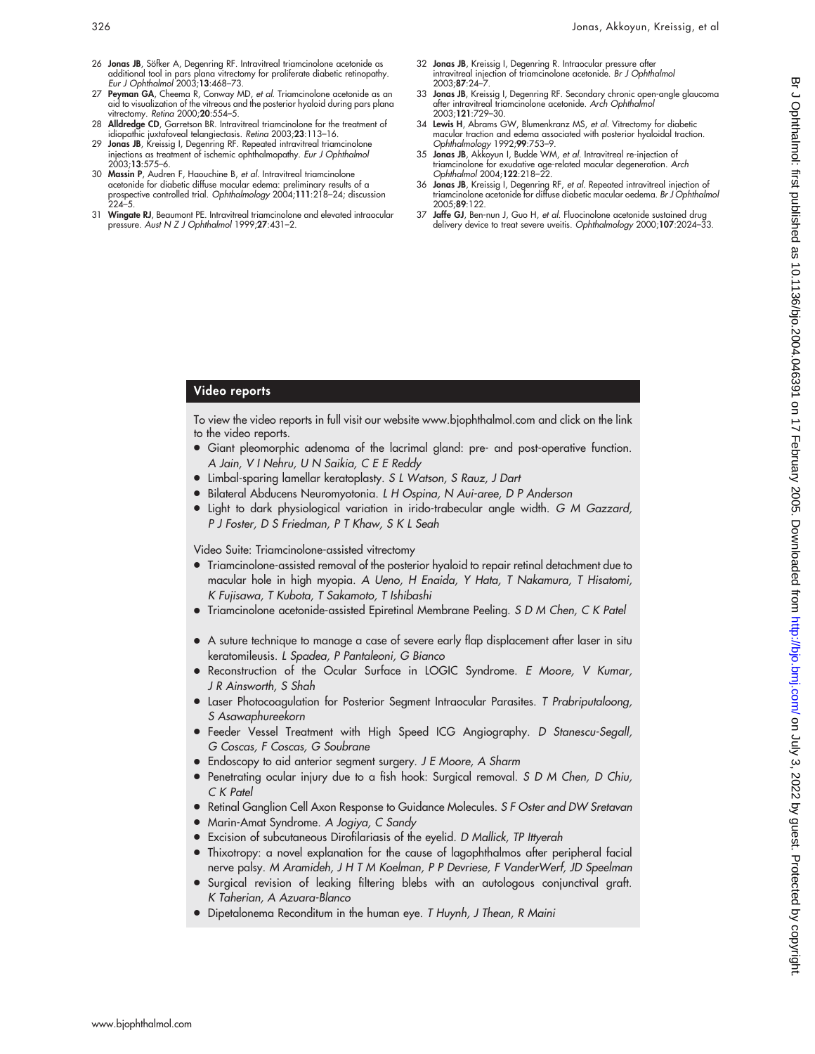26 **Jonas JB**, Söfker A, Degenring RF. Intravitreal triamcinolone acetonide as additional tool in pars plana vitrectomy for proliferate diabetic retinopathy. *Eur J Ophthalmol* 2003;**13**:468–73.

27 **Peyman GA**, Cheema R, Conway MD, *et al*. Triamcinolone acetonide as an aid to visualization of the vitreous and the posterior hyaloid during pars plana vitrectomy. *Retina* 2000;**20**:554–5.

28 **Alldredge CD**, Garretson BR. Intravitreal triamcinolone for the treatment of idiopathic juxtafoveal telangiectasis. *Retina* 2003;**23**:113–16.

29 **Jonas JB**, Kreissig I, Degenring RF. Repeated intravitreal triamcinolone injections as treatment of ischemic ophthalmopathy. *Eur J Ophthalmol* 2003;**13**:575–6.

30 **Massin P**, Audren F, Haouchine B, *et al*. Intravitreal triamcinolone acetonide for diabetic diffuse macular edema: preliminary results of a prospective controlled trial. *Ophthalmology* 2004;**111**:218–24; discussion 224–5.

31 **Wingate RJ**, Beaumont PE. Intravitreal triamcinolone and elevated intraocular pressure. *Aust N Z J Ophthalmol* 1999;**27**:431–2.

32 **Jonas JB**, Kreissig I, Degenring R. Intraocular pressure after intravitreal injection of triamcinolone acetonide. *Br J Ophthalmol* 2003;**87**:24–7.

33 **Jonas JB**, Kreissig I, Degenring RF. Secondary chronic open-angle glaucoma after intravitreal triamcinolone acetonide. *Arch Ophthalmol* 2003;**121**:729–30.

34 **Lewis H**, Abrams GW, Blumenkranz MS, *et al*. Vitrectomy for diabetic macular traction and edema associated with posterior hyaloidal traction. *Ophthalmology* 1992;**99**:753–9.

35 **Jonas JB**, Akkoyun I, Budde WM, *et al*. Intravitreal re-injection of triamcinolone for exudative age-related macular degeneration. *Arch Ophthalmol* 2004;**122**:218–22.

36 **Jonas JB**, Kreissig I, Degenring RF, *et al*. Repeated intravitreal injection of triamcinolone acetonide for diffuse diabetic macular oedema. *Br J Ophthalmol* 2005;**89**:122.

37 **Jaffe GJ**, Ben-nun J, Guo H, *et al*. Fluocinolone acetonide sustained drug delivery device to treat severe uveitis. *Ophthalmology* 2000;**107**:2024–33.

## Video reports

To view the video reports in full visit our website www.bjophthalmol.com and click on the link to the video reports.

- Giant pleomorphic adenoma of the lacrimal gland: pre- and post-operative function. *A Jain, V I Nehru, U N Saikia, C E E Reddy*
- Limbal-sparing lamellar keratoplasty. *S L Watson, S Rauz, J Dart*
- Bilateral Abducens Neuromyotonia. *L H Ospina, N Aui-aree, D P Anderson*
- Light to dark physiological variation in irido-trabecular angle width. *G M Gazzard, P J Foster, D S Friedman, P T Khaw, S K L Seah*

Video Suite: Triamcinolone-assisted vitrectomy

- Triamcinolone-assisted removal of the posterior hyaloid to repair retinal detachment due to macular hole in high myopia. *A Ueno, H Enaida, Y Hata, T Nakamura, T Hisatomi, K Fujisawa, T Kubota, T Sakamoto, T Ishibashi*
- Triamcinolone acetonide-assisted Epiretinal Membrane Peeling. *S D M Chen, C K Patel*

- A suture technique to manage a case of severe early flap displacement after laser in situ keratomileusis. *L Spadea, P Pantaleoni, G Bianco*
- Reconstruction of the Ocular Surface in LOGIC Syndrome. *E Moore, V Kumar, J R Ainsworth, S Shah*
- Laser Photocoagulation for Posterior Segment Intraocular Parasites. *T Prabriputaloong, S Asawaphureekorn*
- Feeder Vessel Treatment with High Speed ICG Angiography. *D Stanescu-Segall, G Coscas, F Coscas, G Soubrane*
- Endoscopy to aid anterior segment surgery. *J E Moore, A Sharm*
- Penetrating ocular injury due to a fish hook: Surgical removal. *S D M Chen, D Chiu, C K Patel*
- Retinal Ganglion Cell Axon Response to Guidance Molecules. *S F Oster and DW Sretavan*
- Marin-Amat Syndrome. *A Jogiya, C Sandy*
- Excision of subcutaneous Dirofilariasis of the eyelid. *D Mallick, TP Ittyerah*
- Thixotropy: a novel explanation for the cause of lagophthalmos after peripheral facial nerve palsy. *M Aramideh, J H T M Koelman, P P Devriese, F VanderWerf, JD Speelman*
- Surgical revision of leaking filtering blebs with an autologous conjunctival graft. *K Taherian, A Azuara-Blanco*
- Dipetalonema Reconditum in the human eye. *T Huynh, J Thean, R Maini*